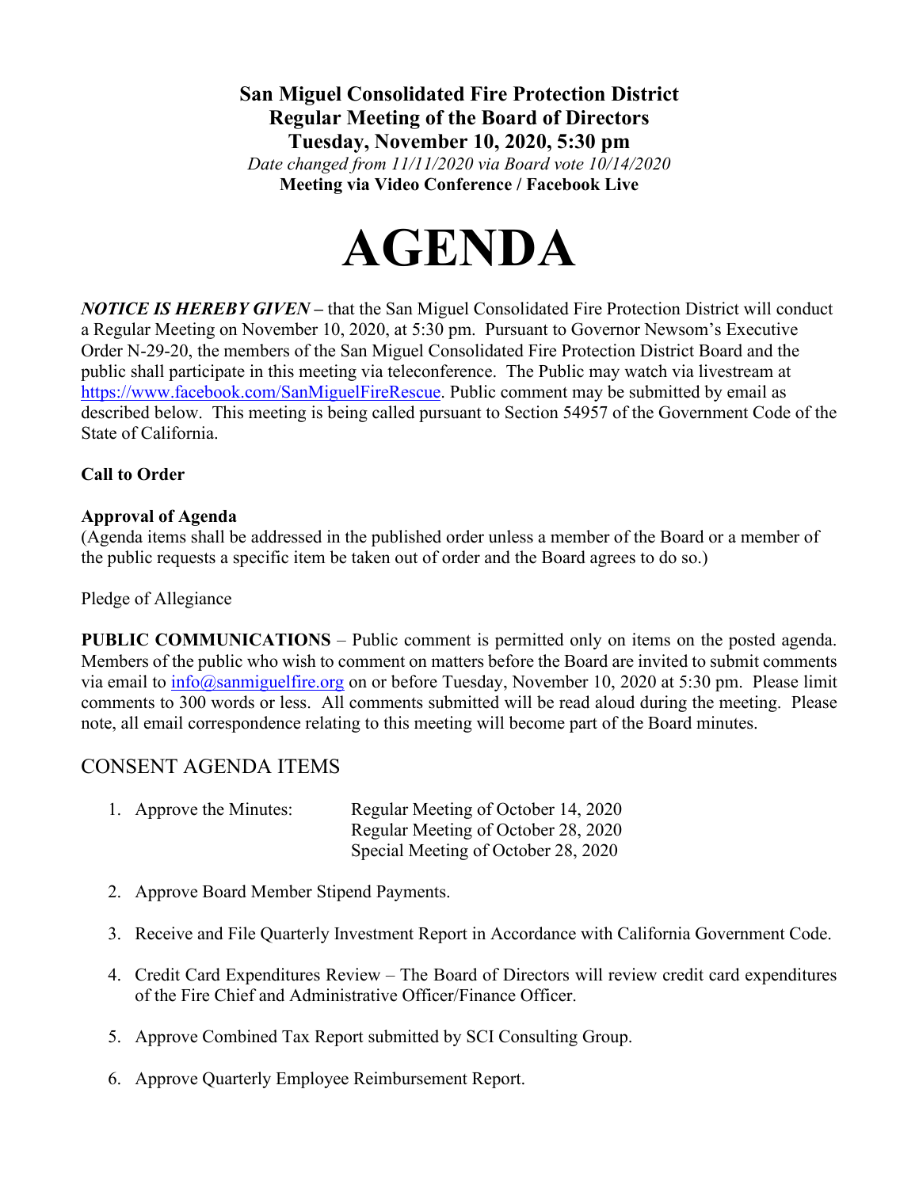**San Miguel Consolidated Fire Protection District**
**Regular Meeting of the Board of Directors**
**Tuesday, November 10, 2020, 5:30 pm**
*Date changed from 11/11/2020 via Board vote 10/14/2020*
**Meeting via Video Conference / Facebook Live**

# AGENDA

***NOTICE IS HEREBY GIVEN –*** that the San Miguel Consolidated Fire Protection District will conduct a Regular Meeting on November 10, 2020, at 5:30 pm. Pursuant to Governor Newsom's Executive Order N-29-20, the members of the San Miguel Consolidated Fire Protection District Board and the public shall participate in this meeting via teleconference. The Public may watch via livestream at https://www.facebook.com/SanMiguelFireRescue. Public comment may be submitted by email as described below. This meeting is being called pursuant to Section 54957 of the Government Code of the State of California.

**Call to Order**

**Approval of Agenda**
(Agenda items shall be addressed in the published order unless a member of the Board or a member of the public requests a specific item be taken out of order and the Board agrees to do so.)

Pledge of Allegiance

**PUBLIC COMMUNICATIONS** – Public comment is permitted only on items on the posted agenda. Members of the public who wish to comment on matters before the Board are invited to submit comments via email to info@sanmiguelfire.org on or before Tuesday, November 10, 2020 at 5:30 pm. Please limit comments to 300 words or less. All comments submitted will be read aloud during the meeting. Please note, all email correspondence relating to this meeting will become part of the Board minutes.

## CONSENT AGENDA ITEMS

1. Approve the Minutes: Regular Meeting of October 14, 2020
   Regular Meeting of October 28, 2020
   Special Meeting of October 28, 2020

2. Approve Board Member Stipend Payments.

3. Receive and File Quarterly Investment Report in Accordance with California Government Code.

4. Credit Card Expenditures Review – The Board of Directors will review credit card expenditures of the Fire Chief and Administrative Officer/Finance Officer.

5. Approve Combined Tax Report submitted by SCI Consulting Group.

6. Approve Quarterly Employee Reimbursement Report.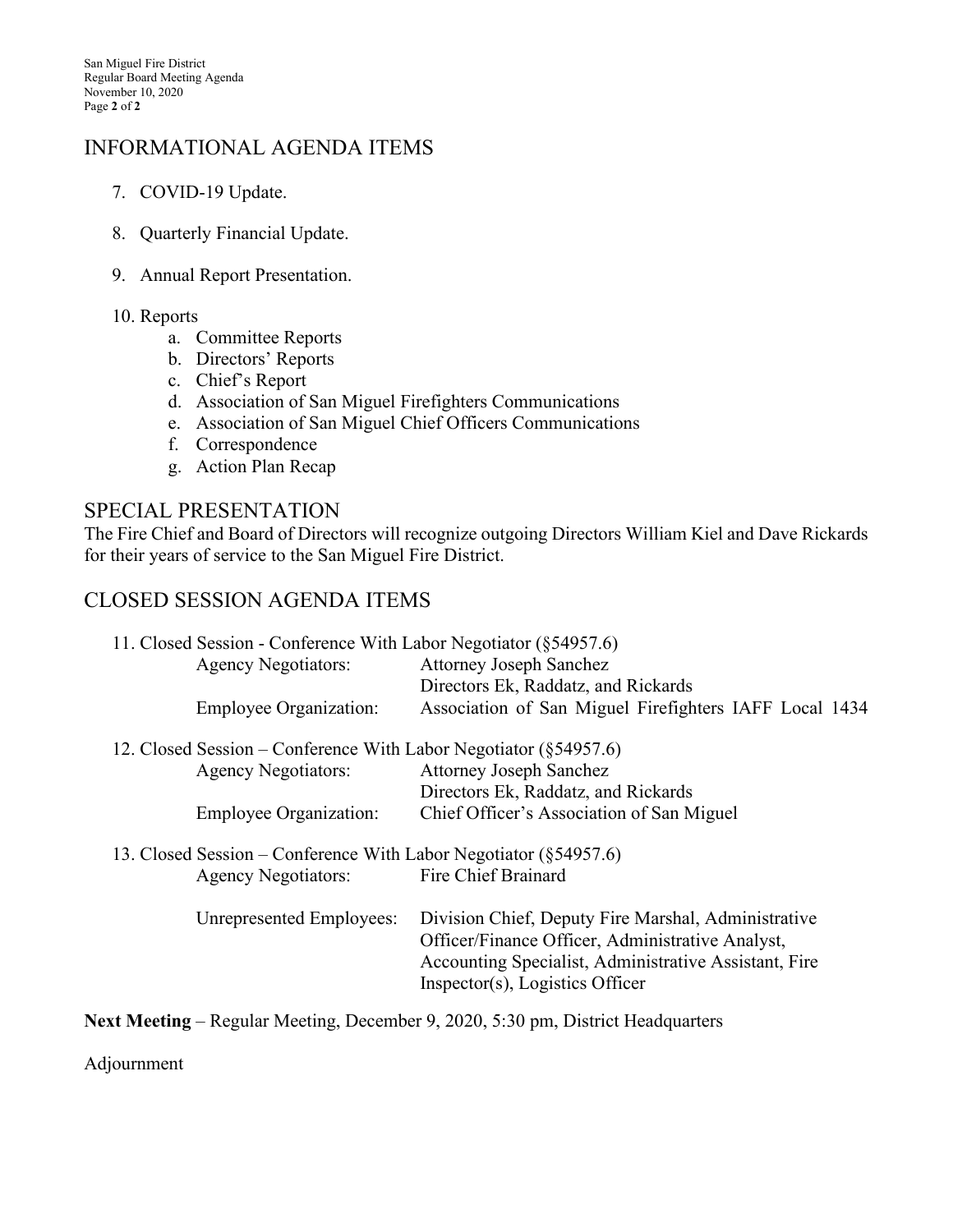## INFORMATIONAL AGENDA ITEMS

7. COVID-19 Update.

8. Quarterly Financial Update.

9. Annual Report Presentation.

10. Reports
    a. Committee Reports
    b. Directors' Reports
    c. Chief's Report
    d. Association of San Miguel Firefighters Communications
    e. Association of San Miguel Chief Officers Communications
    f. Correspondence
    g. Action Plan Recap

## SPECIAL PRESENTATION

The Fire Chief and Board of Directors will recognize outgoing Directors William Kiel and Dave Rickards for their years of service to the San Miguel Fire District.

## CLOSED SESSION AGENDA ITEMS

11. Closed Session - Conference With Labor Negotiator (§54957.6)

| | |
|---|---|
| Agency Negotiators: | Attorney Joseph Sanchez<br>Directors Ek, Raddatz, and Rickards |
| Employee Organization: | Association of San Miguel Firefighters IAFF Local 1434 |

12. Closed Session – Conference With Labor Negotiator (§54957.6)

| | |
|---|---|
| Agency Negotiators: | Attorney Joseph Sanchez<br>Directors Ek, Raddatz, and Rickards |
| Employee Organization: | Chief Officer's Association of San Miguel |

13. Closed Session – Conference With Labor Negotiator (§54957.6)

| | |
|---|---|
| Agency Negotiators: | Fire Chief Brainard |
| Unrepresented Employees: | Division Chief, Deputy Fire Marshal, Administrative Officer/Finance Officer, Administrative Analyst, Accounting Specialist, Administrative Assistant, Fire Inspector(s), Logistics Officer |

**Next Meeting** – Regular Meeting, December 9, 2020, 5:30 pm, District Headquarters

Adjournment